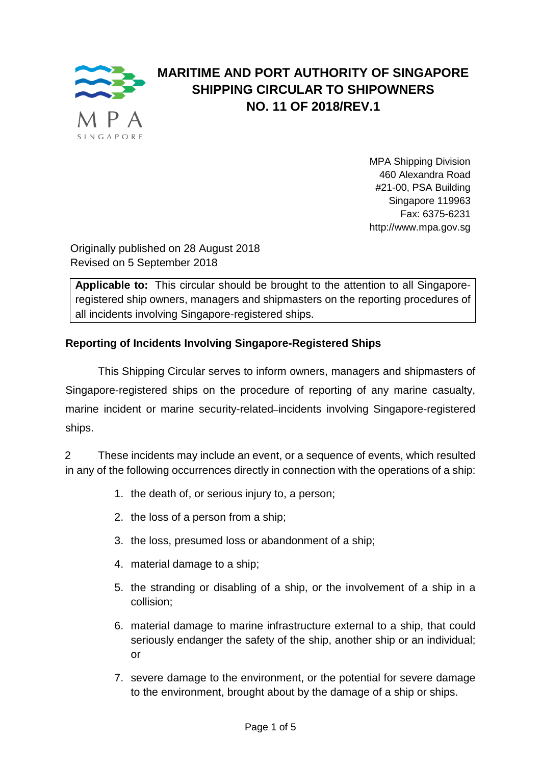# MARITIME AND PORT AUTHORITY OF SINGAPORE SHIPPING CIRCULAR TO SHIPOWNERS NO. 11 OF 2018/REV.1

MPA Shipping Division
460 Alexandra Road
#21-00, PSA Building
Singapore 119963
Fax: 6375-6231
http://www.mpa.gov.sg

Originally published on 28 August 2018
Revised on 5 September 2018

**Applicable to:** This circular should be brought to the attention to all Singapore-registered ship owners, managers and shipmasters on the reporting procedures of all incidents involving Singapore-registered ships.

## Reporting of Incidents Involving Singapore-Registered Ships

This Shipping Circular serves to inform owners, managers and shipmasters of Singapore-registered ships on the procedure of reporting of any marine casualty, marine incident or marine security-related incidents involving Singapore-registered ships.

2 These incidents may include an event, or a sequence of events, which resulted in any of the following occurrences directly in connection with the operations of a ship:

1. the death of, or serious injury to, a person;
2. the loss of a person from a ship;
3. the loss, presumed loss or abandonment of a ship;
4. material damage to a ship;
5. the stranding or disabling of a ship, or the involvement of a ship in a collision;
6. material damage to marine infrastructure external to a ship, that could seriously endanger the safety of the ship, another ship or an individual; or
7. severe damage to the environment, or the potential for severe damage to the environment, brought about by the damage of a ship or ships.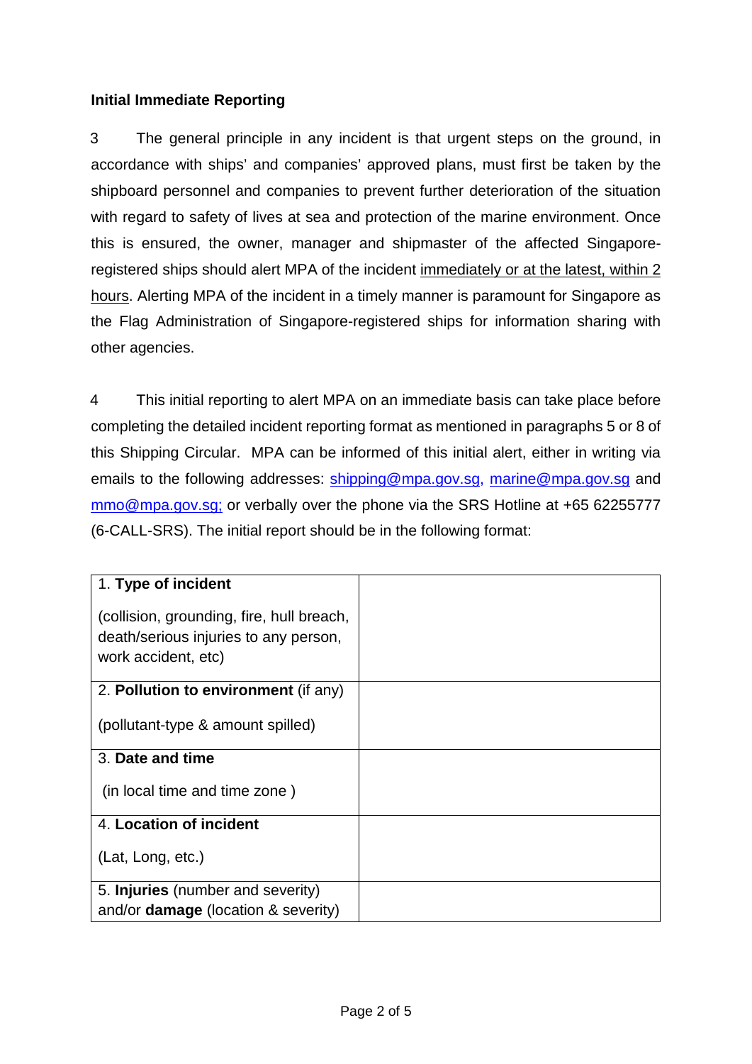**Initial Immediate Reporting**

3 The general principle in any incident is that urgent steps on the ground, in accordance with ships' and companies' approved plans, must first be taken by the shipboard personnel and companies to prevent further deterioration of the situation with regard to safety of lives at sea and protection of the marine environment. Once this is ensured, the owner, manager and shipmaster of the affected Singapore-registered ships should alert MPA of the incident immediately or at the latest, within 2 hours. Alerting MPA of the incident in a timely manner is paramount for Singapore as the Flag Administration of Singapore-registered ships for information sharing with other agencies.

4 This initial reporting to alert MPA on an immediate basis can take place before completing the detailed incident reporting format as mentioned in paragraphs 5 or 8 of this Shipping Circular. MPA can be informed of this initial alert, either in writing via emails to the following addresses: shipping@mpa.gov.sg, marine@mpa.gov.sg and mmo@mpa.gov.sg; or verbally over the phone via the SRS Hotline at +65 62255777 (6-CALL-SRS). The initial report should be in the following format:

| | |
|---|---|
| 1. **Type of incident**<br><br>(collision, grounding, fire, hull breach, death/serious injuries to any person, work accident, etc) | |
| 2. **Pollution to environment** (if any)<br><br>(pollutant-type & amount spilled) | |
| 3. **Date and time**<br><br>(in local time and time zone ) | |
| 4. **Location of incident**<br><br>(Lat, Long, etc.) | |
| 5. **Injuries** (number and severity) and/or **damage** (location & severity) | |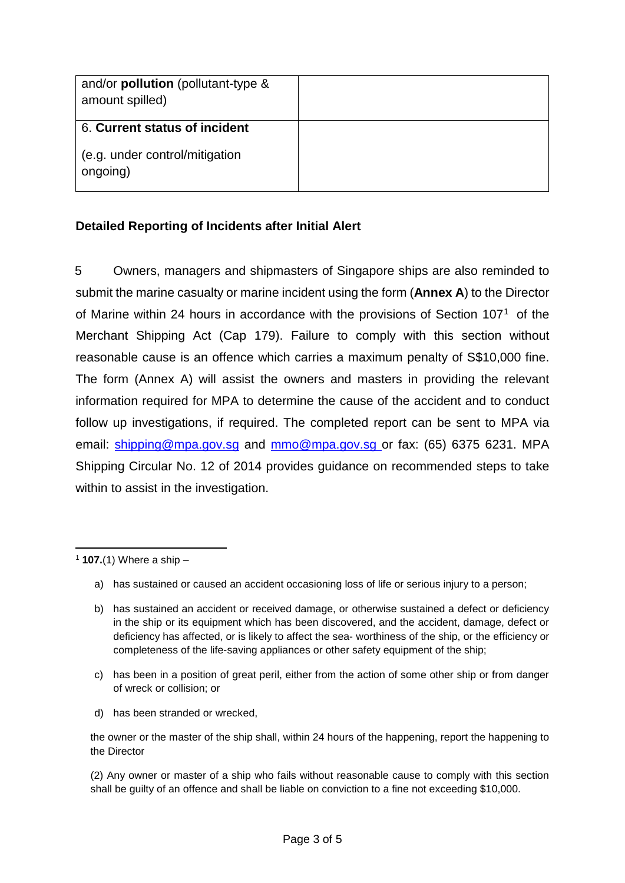| and/or **pollution** (pollutant-type & amount spilled) | |
|---|---|
| 6. **Current status of incident**<br><br>(e.g. under control/mitigation ongoing) | |

**Detailed Reporting of Incidents after Initial Alert**

5 Owners, managers and shipmasters of Singapore ships are also reminded to submit the marine casualty or marine incident using the form (**Annex A**) to the Director of Marine within 24 hours in accordance with the provisions of Section 107[1] of the Merchant Shipping Act (Cap 179). Failure to comply with this section without reasonable cause is an offence which carries a maximum penalty of S$10,000 fine. The form (Annex A) will assist the owners and masters in providing the relevant information required for MPA to determine the cause of the accident and to conduct follow up investigations, if required. The completed report can be sent to MPA via email: shipping@mpa.gov.sg and mmo@mpa.gov.sg or fax: (65) 6375 6231. MPA Shipping Circular No. 12 of 2014 provides guidance on recommended steps to take within to assist in the investigation.

---

[1] **107.**(1) Where a ship –

a) has sustained or caused an accident occasioning loss of life or serious injury to a person;

b) has sustained an accident or received damage, or otherwise sustained a defect or deficiency in the ship or its equipment which has been discovered, and the accident, damage, defect or deficiency has affected, or is likely to affect the sea- worthiness of the ship, or the efficiency or completeness of the life-saving appliances or other safety equipment of the ship;

c) has been in a position of great peril, either from the action of some other ship or from danger of wreck or collision; or

d) has been stranded or wrecked,

the owner or the master of the ship shall, within 24 hours of the happening, report the happening to the Director

(2) Any owner or master of a ship who fails without reasonable cause to comply with this section shall be guilty of an offence and shall be liable on conviction to a fine not exceeding $10,000.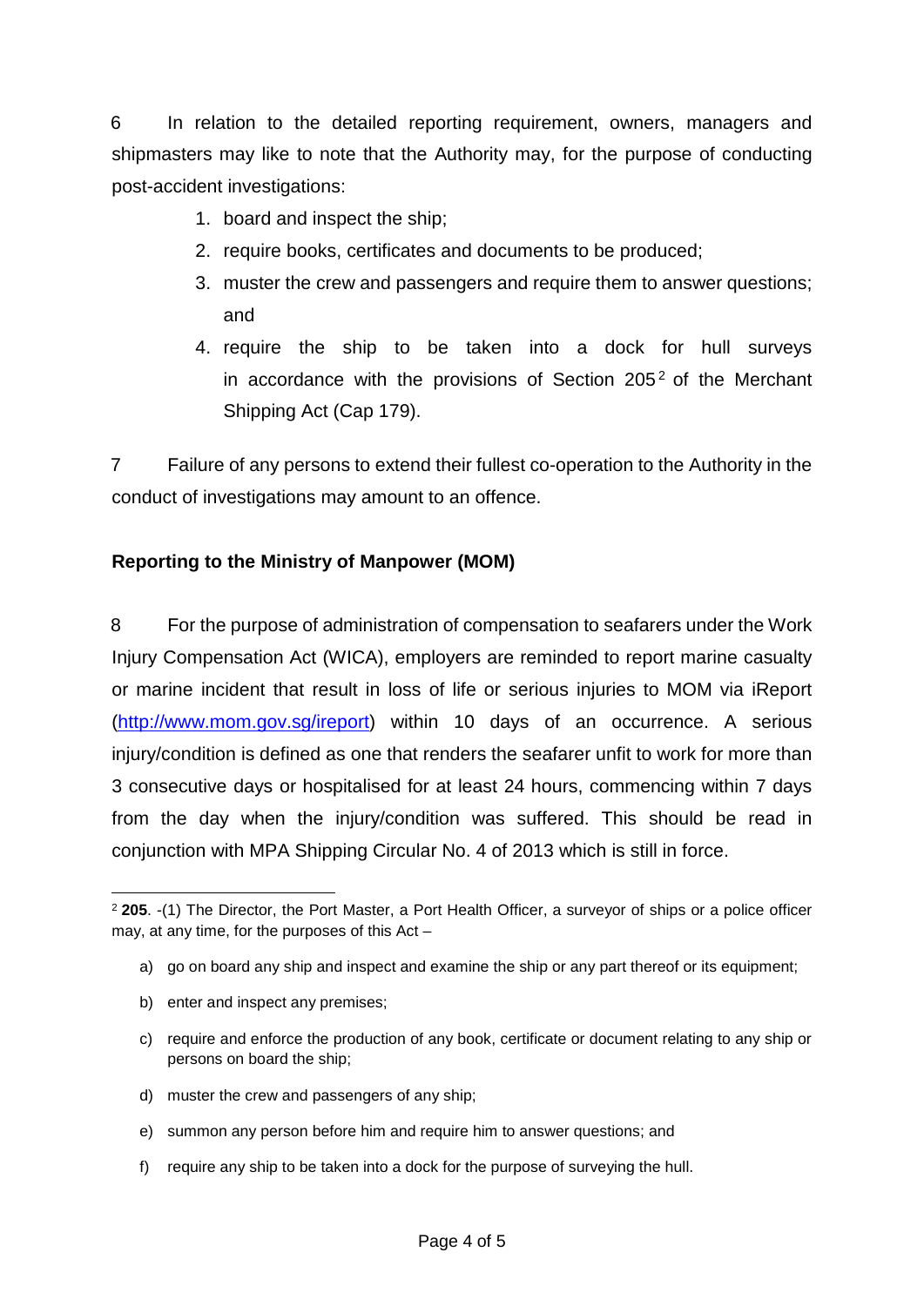6 In relation to the detailed reporting requirement, owners, managers and shipmasters may like to note that the Authority may, for the purpose of conducting post-accident investigations:

1. board and inspect the ship;
2. require books, certificates and documents to be produced;
3. muster the crew and passengers and require them to answer questions; and
4. require the ship to be taken into a dock for hull surveys in accordance with the provisions of Section 205[2] of the Merchant Shipping Act (Cap 179).

7 Failure of any persons to extend their fullest co-operation to the Authority in the conduct of investigations may amount to an offence.

**Reporting to the Ministry of Manpower (MOM)**

8 For the purpose of administration of compensation to seafarers under the Work Injury Compensation Act (WICA), employers are reminded to report marine casualty or marine incident that result in loss of life or serious injuries to MOM via iReport (http://www.mom.gov.sg/ireport) within 10 days of an occurrence. A serious injury/condition is defined as one that renders the seafarer unfit to work for more than 3 consecutive days or hospitalised for at least 24 hours, commencing within 7 days from the day when the injury/condition was suffered. This should be read in conjunction with MPA Shipping Circular No. 4 of 2013 which is still in force.

---

[2] **205**. -(1) The Director, the Port Master, a Port Health Officer, a surveyor of ships or a police officer may, at any time, for the purposes of this Act –

a) go on board any ship and inspect and examine the ship or any part thereof or its equipment;

b) enter and inspect any premises;

c) require and enforce the production of any book, certificate or document relating to any ship or persons on board the ship;

d) muster the crew and passengers of any ship;

e) summon any person before him and require him to answer questions; and

f) require any ship to be taken into a dock for the purpose of surveying the hull.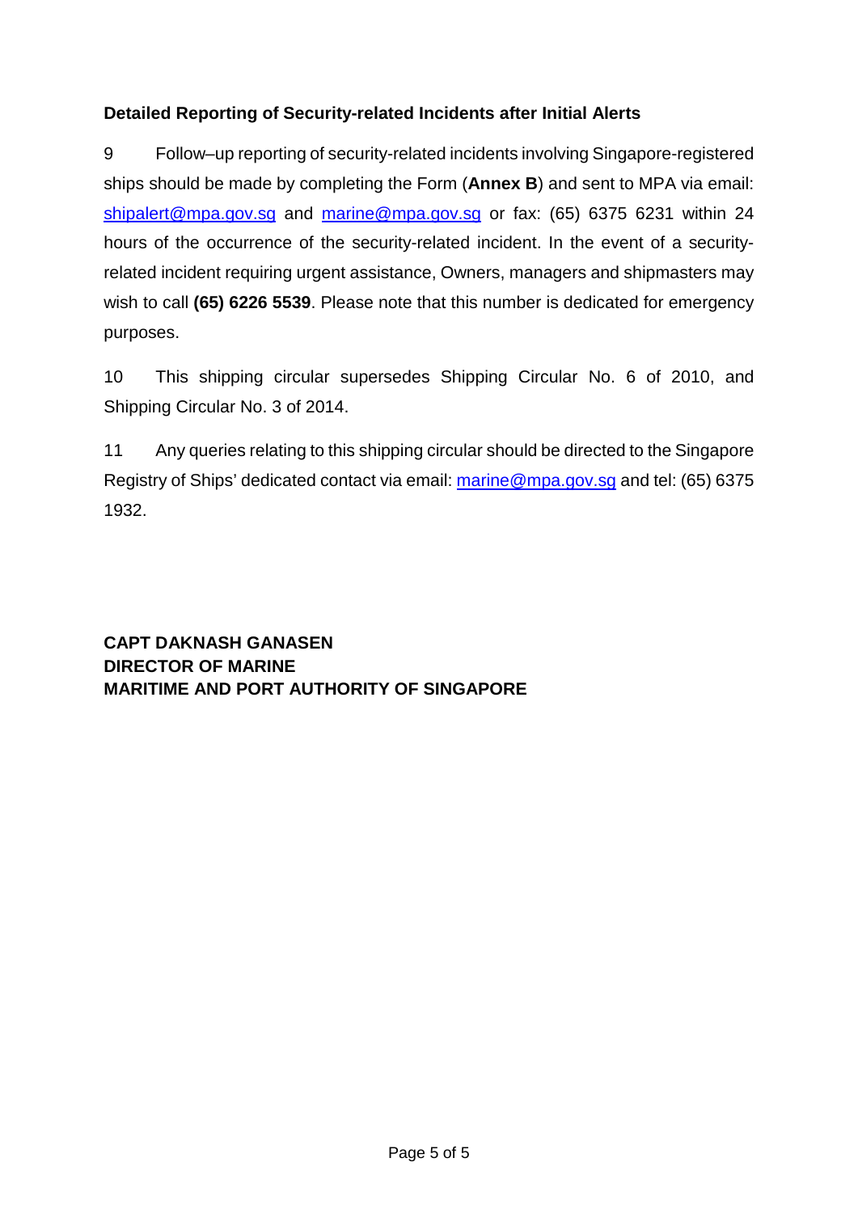**Detailed Reporting of Security-related Incidents after Initial Alerts**

9 Follow–up reporting of security-related incidents involving Singapore-registered ships should be made by completing the Form (**Annex B**) and sent to MPA via email: shipalert@mpa.gov.sg and marine@mpa.gov.sg or fax: (65) 6375 6231 within 24 hours of the occurrence of the security-related incident. In the event of a security-related incident requiring urgent assistance, Owners, managers and shipmasters may wish to call **(65) 6226 5539**. Please note that this number is dedicated for emergency purposes.

10 This shipping circular supersedes Shipping Circular No. 6 of 2010, and Shipping Circular No. 3 of 2014.

11 Any queries relating to this shipping circular should be directed to the Singapore Registry of Ships' dedicated contact via email: marine@mpa.gov.sg and tel: (65) 6375 1932.

**CAPT DAKNASH GANASEN**
**DIRECTOR OF MARINE**
**MARITIME AND PORT AUTHORITY OF SINGAPORE**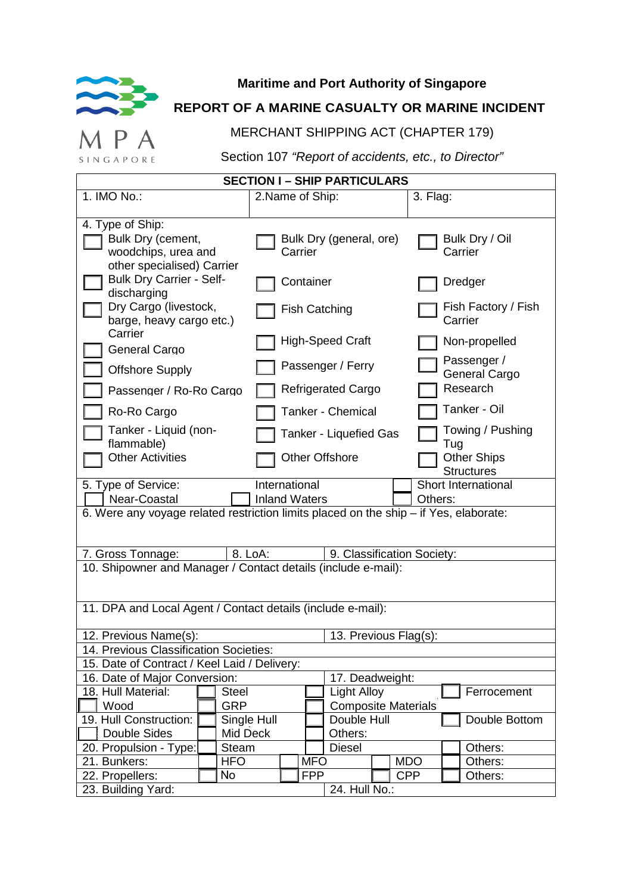**Maritime and Port Authority of Singapore**

**REPORT OF A MARINE CASUALTY OR MARINE INCIDENT**

MERCHANT SHIPPING ACT (CHAPTER 179)

Section 107 *"Report of accidents, etc., to Director"*

**SECTION I – SHIP PARTICULARS**

| 1. IMO No.: | 2.Name of Ship: | 3. Flag: |
|---|---|---|

4. Type of Ship:

| | | |
|---|---|---|
| ☐ Bulk Dry (cement, woodchips, urea and other specialised) Carrier | ☐ Bulk Dry (general, ore) Carrier | ☐ Bulk Dry / Oil Carrier |
| ☐ Bulk Dry Carrier - Self-discharging | ☐ Container | ☐ Dredger |
| ☐ Dry Cargo (livestock, barge, heavy cargo etc.) Carrier | ☐ Fish Catching | ☐ Fish Factory / Fish Carrier |
| ☐ General Cargo | ☐ High-Speed Craft | ☐ Non-propelled |
| ☐ Offshore Supply | ☐ Passenger / Ferry | ☐ Passenger / General Cargo |
| ☐ Passenger / Ro-Ro Cargo | ☐ Refrigerated Cargo | ☐ Research |
| ☐ Ro-Ro Cargo | ☐ Tanker - Chemical | ☐ Tanker - Oil |
| ☐ Tanker - Liquid (non-flammable) | ☐ Tanker - Liquefied Gas | ☐ Towing / Pushing Tug |
| ☐ Other Activities | ☐ Other Offshore | ☐ Other Ships Structures |

| 5. Type of Service: | ☐ International | ☐ Short International |
|---|---|---|
| ☐ Near-Coastal | ☐ Inland Waters | ☐ Others: |

6. Were any voyage related restriction limits placed on the ship – if Yes, elaborate:

| 7. Gross Tonnage: | 8. LoA: | 9. Classification Society: |
|---|---|---|

10. Shipowner and Manager / Contact details (include e-mail):

11. DPA and Local Agent / Contact details (include e-mail):

| 12. Previous Name(s): | 13. Previous Flag(s): |
|---|---|

14. Previous Classification Societies:

15. Date of Contract / Keel Laid / Delivery:

| 16. Date of Major Conversion: | 17. Deadweight: |
|---|---|

| | | | | |
|---|---|---|---|---|
| 18. Hull Material: | ☐ Steel | ☐ Light Alloy | ☐ Ferrocement | |
| ☐ Wood | ☐ GRP | ☐ Composite Materials | | |
| 19. Hull Construction: | ☐ Single Hull | ☐ Double Hull | ☐ Double Bottom | |
| ☐ Double Sides | ☐ Mid Deck | Others: | | |
| 20. Propulsion - Type: | ☐ Steam | ☐ Diesel | ☐ Others: | |
| 21. Bunkers: | ☐ HFO | ☐ MFO | ☐ MDO | ☐ Others: |
| 22. Propellers: | ☐ No | ☐ FPP | ☐ CPP | ☐ Others: |

| 23. Building Yard: | 24. Hull No.: |
|---|---|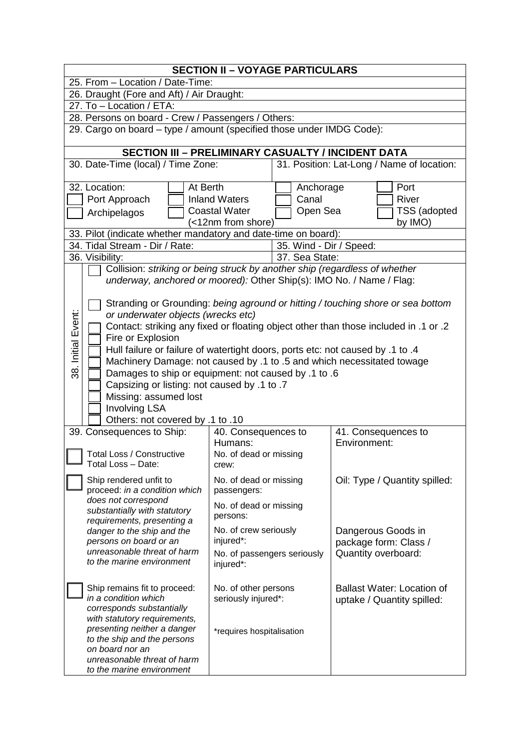## SECTION II – VOYAGE PARTICULARS

25. From – Location / Date-Time:

26. Draught (Fore and Aft) / Air Draught:

27. To – Location / ETA:

28. Persons on board - Crew / Passengers / Others:

29. Cargo on board – type / amount (specified those under IMDG Code):

## SECTION III – PRELIMINARY CASUALTY / INCIDENT DATA

| 30. Date-Time (local) / Time Zone: | 31. Position: Lat-Long / Name of location: |
|---|---|

32. Location:

- ☐ At Berth
- ☐ Anchorage
- ☐ Port
- ☐ Port Approach
- ☐ Inland Waters
- ☐ Canal
- ☐ River
- ☐ Archipelagos
- ☐ Coastal Water (<12nm from shore)
- ☐ Open Sea
- ☐ TSS (adopted by IMO)

33. Pilot (indicate whether mandatory and date-time on board):

| 34. Tidal Stream - Dir / Rate: | 35. Wind - Dir / Speed: |
|---|---|
| 36. Visibility: | 37. Sea State: |

38. Initial Event:

- ☐ Collision: *striking or being struck by another ship (regardless of whether underway, anchored or moored):* Other Ship(s): IMO No. / Name / Flag:
- ☐ Stranding or Grounding: *being aground or hitting / touching shore or sea bottom or underwater objects (wrecks etc)*
- ☐ Contact: striking any fixed or floating object other than those included in .1 or .2
- ☐ Fire or Explosion
- ☐ Hull failure or failure of watertight doors, ports etc: not caused by .1 to .4
- ☐ Machinery Damage: not caused by .1 to .5 and which necessitated towage
- ☐ Damages to ship or equipment: not caused by .1 to .6
- ☐ Capsizing or listing: not caused by .1 to .7
- ☐ Missing: assumed lost
- ☐ Involving LSA
- ☐ Others: not covered by .1 to .10

| 39. Consequences to Ship: | 40. Consequences to Humans: | 41. Consequences to Environment: |
|---|---|---|
| ☐ Total Loss / Constructive Total Loss – Date: | No. of dead or missing crew: | |
| ☐ Ship rendered unfit to proceed: *in a condition which does not correspond substantially with statutory requirements, presenting a danger to the ship and the persons on board or an unreasonable threat of harm to the marine environment* | No. of dead or missing passengers:<br>No. of dead or missing persons:<br>No. of crew seriously injured*:<br>No. of passengers seriously injured*: | Oil: Type / Quantity spilled:<br>Dangerous Goods in package form: Class / Quantity overboard: |
| ☐ Ship remains fit to proceed: *in a condition which corresponds substantially with statutory requirements, presenting neither a danger to the ship and the persons on board nor an unreasonable threat of harm to the marine environment* | No. of other persons seriously injured*:<br>*requires hospitalisation | Ballast Water: Location of uptake / Quantity spilled: |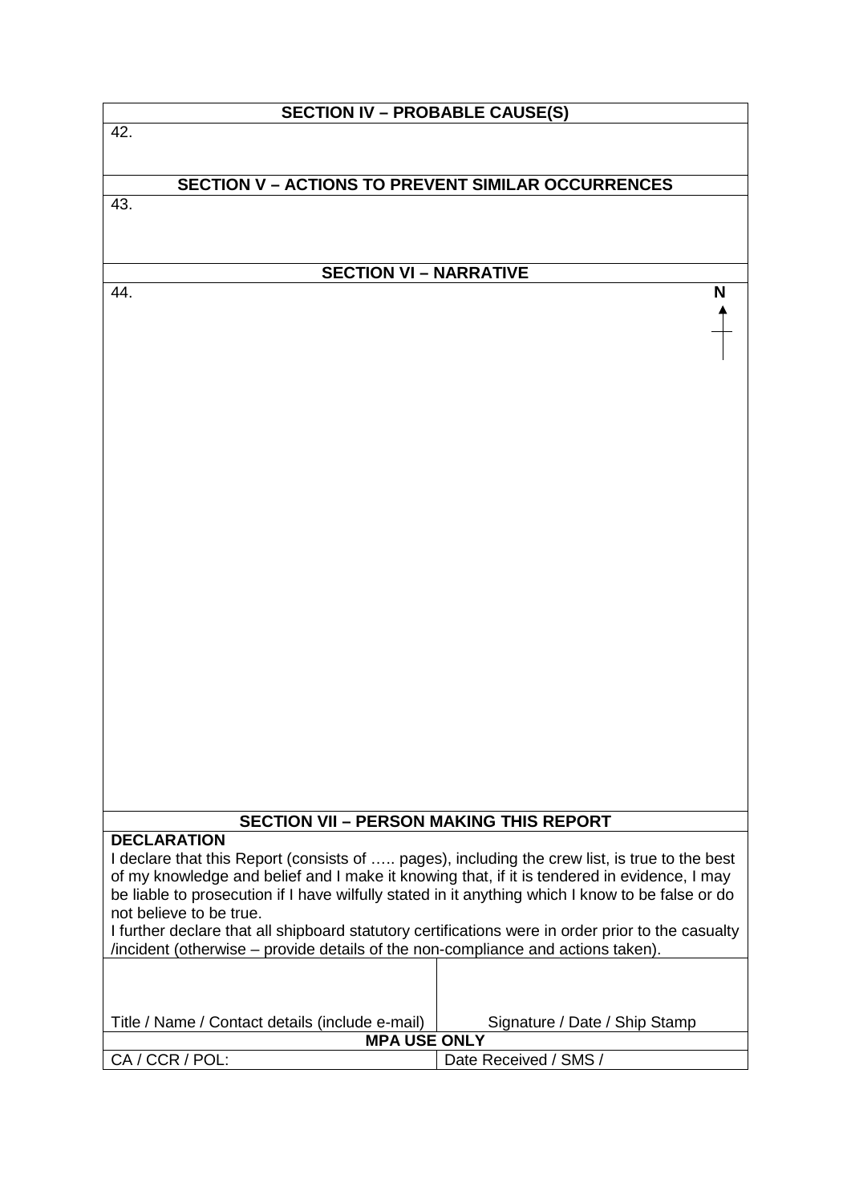## SECTION IV – PROBABLE CAUSE(S)

42.

## SECTION V – ACTIONS TO PREVENT SIMILAR OCCURRENCES

43.

## SECTION VI – NARRATIVE

44.

N

## SECTION VII – PERSON MAKING THIS REPORT

**DECLARATION**

I declare that this Report (consists of ….. pages), including the crew list, is true to the best of my knowledge and belief and I make it knowing that, if it is tendered in evidence, I may be liable to prosecution if I have wilfully stated in it anything which I know to be false or do not believe to be true.

I further declare that all shipboard statutory certifications were in order prior to the casualty /incident (otherwise – provide details of the non-compliance and actions taken).

| | |
|---|---|
| Title / Name / Contact details (include e-mail) | Signature / Date / Ship Stamp |

| **MPA USE ONLY** | |
|---|---|
| CA / CCR / POL: | Date Received / SMS / |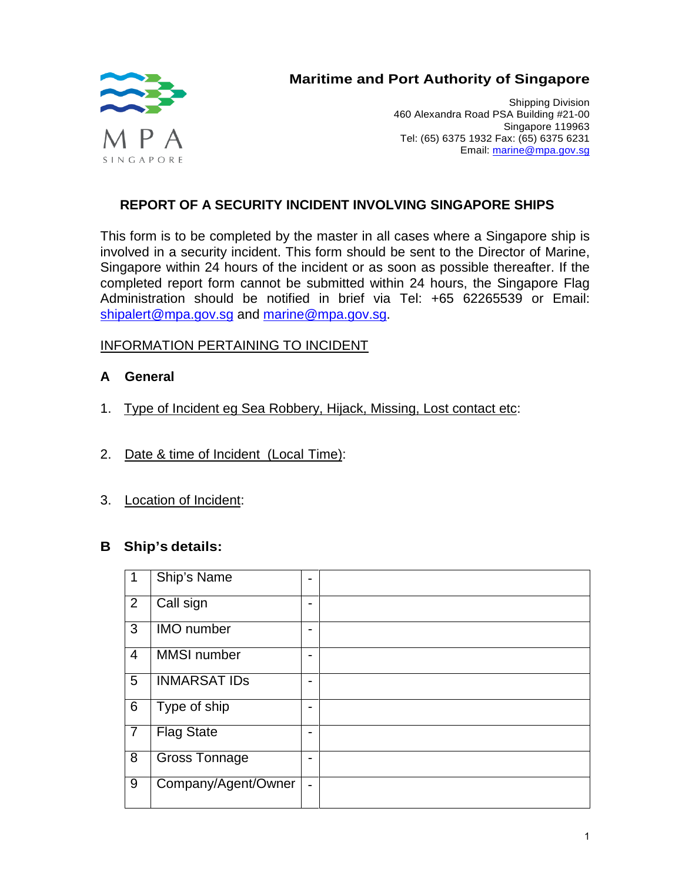MPA SINGAPORE

**Maritime and Port Authority of Singapore**

Shipping Division
460 Alexandra Road PSA Building #21-00
Singapore 119963
Tel: (65) 6375 1932 Fax: (65) 6375 6231
Email: marine@mpa.gov.sg

## REPORT OF A SECURITY INCIDENT INVOLVING SINGAPORE SHIPS

This form is to be completed by the master in all cases where a Singapore ship is involved in a security incident. This form should be sent to the Director of Marine, Singapore within 24 hours of the incident or as soon as possible thereafter. If the completed report form cannot be submitted within 24 hours, the Singapore Flag Administration should be notified in brief via Tel: +65 62265539 or Email: shipalert@mpa.gov.sg and marine@mpa.gov.sg.

INFORMATION PERTAINING TO INCIDENT

### A General

1. Type of Incident eg Sea Robbery, Hijack, Missing, Lost contact etc:

2. Date & time of Incident (Local Time):

3. Location of Incident:

### B Ship's details:

| | | | |
|---|---|---|---|
| 1 | Ship's Name | - | |
| 2 | Call sign | - | |
| 3 | IMO number | - | |
| 4 | MMSI number | - | |
| 5 | INMARSAT IDs | - | |
| 6 | Type of ship | - | |
| 7 | Flag State | - | |
| 8 | Gross Tonnage | - | |
| 9 | Company/Agent/Owner | - | |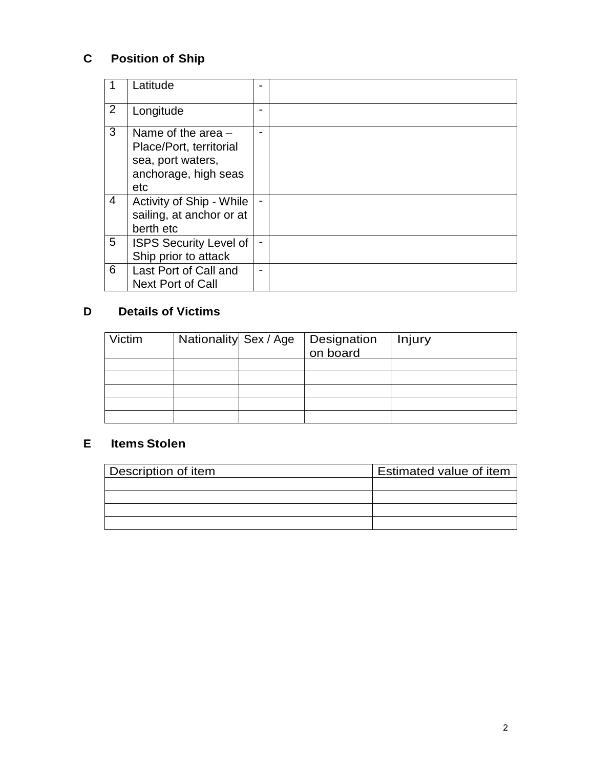## C Position of Ship

| | | | |
|---|---|---|---|
| 1 | Latitude | - | |
| 2 | Longitude | - | |
| 3 | Name of the area – Place/Port, territorial sea, port waters, anchorage, high seas etc | - | |
| 4 | Activity of Ship - While sailing, at anchor or at berth etc | - | |
| 5 | ISPS Security Level of Ship prior to attack | - | |
| 6 | Last Port of Call and Next Port of Call | - | |

## D Details of Victims

| Victim | Nationality | Sex / Age | Designation on board | Injury |
|---|---|---|---|---|
| | | | | |
| | | | | |
| | | | | |
| | | | | |
| | | | | |

## E Items Stolen

| Description of item | Estimated value of item |
|---|---|
| | |
| | |
| | |
| | |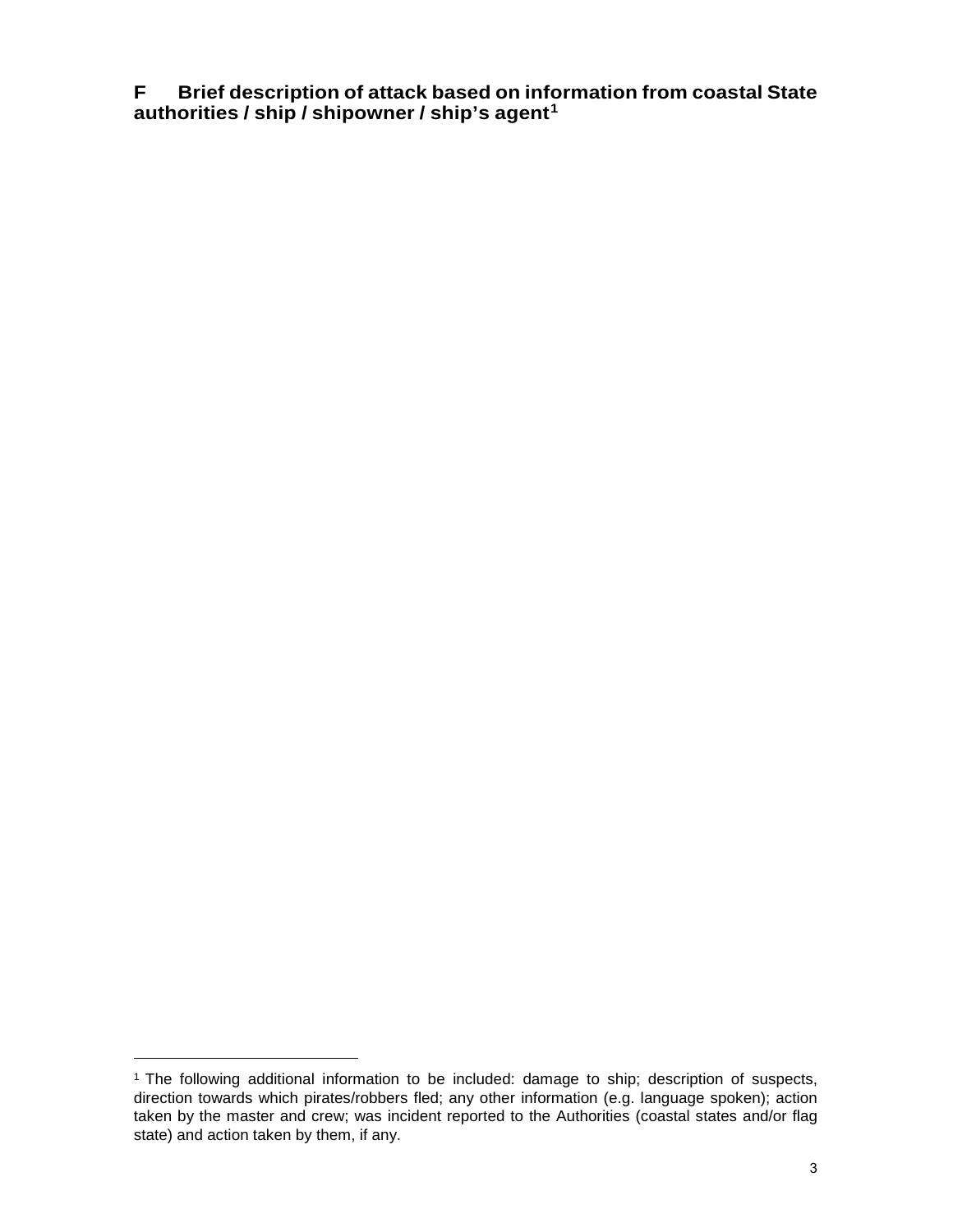## F Brief description of attack based on information from coastal State authorities / ship / shipowner / ship's agent[1]

[1] The following additional information to be included: damage to ship; description of suspects, direction towards which pirates/robbers fled; any other information (e.g. language spoken); action taken by the master and crew; was incident reported to the Authorities (coastal states and/or flag state) and action taken by them, if any.